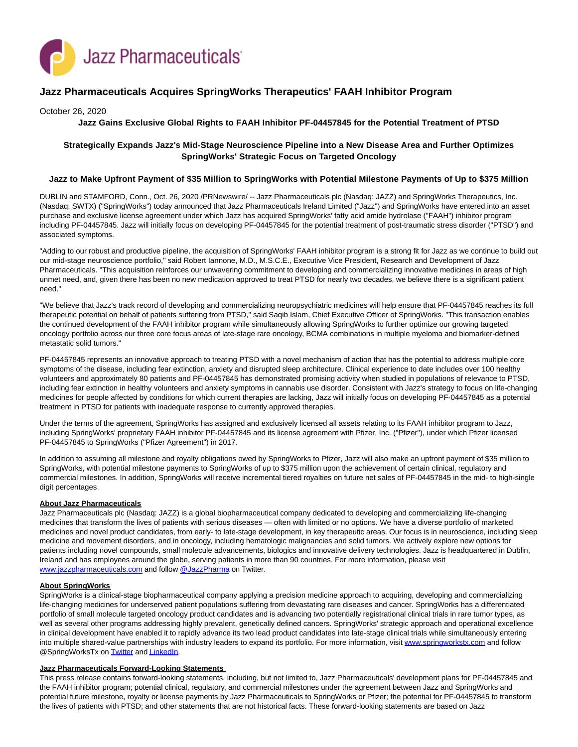Jazz Pharmaceuticals

# Jazz Pharmaceuticals Acquires SpringWorks Therapeutics' FAAH Inhibitor Program

October 26, 2020

**Jazz Gains Exclusive Global Rights to FAAH Inhibitor PF-04457845 for the Potential Treatment of PTSD**

**Strategically Expands Jazz's Mid-Stage Neuroscience Pipeline into a New Disease Area and Further Optimizes SpringWorks' Strategic Focus on Targeted Oncology**

**Jazz to Make Upfront Payment of $35 Million to SpringWorks with Potential Milestone Payments of Up to $375 Million**

DUBLIN and STAMFORD, Conn., Oct. 26, 2020 /PRNewswire/ -- Jazz Pharmaceuticals plc (Nasdaq: JAZZ) and SpringWorks Therapeutics, Inc. (Nasdaq: SWTX) ("SpringWorks") today announced that Jazz Pharmaceuticals Ireland Limited ("Jazz") and SpringWorks have entered into an asset purchase and exclusive license agreement under which Jazz has acquired SpringWorks' fatty acid amide hydrolase ("FAAH") inhibitor program including PF-04457845. Jazz will initially focus on developing PF-04457845 for the potential treatment of post-traumatic stress disorder ("PTSD") and associated symptoms.

"Adding to our robust and productive pipeline, the acquisition of SpringWorks' FAAH inhibitor program is a strong fit for Jazz as we continue to build out our mid-stage neuroscience portfolio," said Robert Iannone, M.D., M.S.C.E., Executive Vice President, Research and Development of Jazz Pharmaceuticals. "This acquisition reinforces our unwavering commitment to developing and commercializing innovative medicines in areas of high unmet need, and, given there has been no new medication approved to treat PTSD for nearly two decades, we believe there is a significant patient need."

"We believe that Jazz's track record of developing and commercializing neuropsychiatric medicines will help ensure that PF-04457845 reaches its full therapeutic potential on behalf of patients suffering from PTSD," said Saqib Islam, Chief Executive Officer of SpringWorks. "This transaction enables the continued development of the FAAH inhibitor program while simultaneously allowing SpringWorks to further optimize our growing targeted oncology portfolio across our three core focus areas of late-stage rare oncology, BCMA combinations in multiple myeloma and biomarker-defined metastatic solid tumors."

PF-04457845 represents an innovative approach to treating PTSD with a novel mechanism of action that has the potential to address multiple core symptoms of the disease, including fear extinction, anxiety and disrupted sleep architecture. Clinical experience to date includes over 100 healthy volunteers and approximately 80 patients and PF-04457845 has demonstrated promising activity when studied in populations of relevance to PTSD, including fear extinction in healthy volunteers and anxiety symptoms in cannabis use disorder. Consistent with Jazz's strategy to focus on life-changing medicines for people affected by conditions for which current therapies are lacking, Jazz will initially focus on developing PF-04457845 as a potential treatment in PTSD for patients with inadequate response to currently approved therapies.

Under the terms of the agreement, SpringWorks has assigned and exclusively licensed all assets relating to its FAAH inhibitor program to Jazz, including SpringWorks' proprietary FAAH inhibitor PF-04457845 and its license agreement with Pfizer, Inc. ("Pfizer"), under which Pfizer licensed PF-04457845 to SpringWorks ("Pfizer Agreement") in 2017.

In addition to assuming all milestone and royalty obligations owed by SpringWorks to Pfizer, Jazz will also make an upfront payment of $35 million to SpringWorks, with potential milestone payments to SpringWorks of up to $375 million upon the achievement of certain clinical, regulatory and commercial milestones. In addition, SpringWorks will receive incremental tiered royalties on future net sales of PF-04457845 in the mid- to high-single digit percentages.

**About Jazz Pharmaceuticals**

Jazz Pharmaceuticals plc (Nasdaq: JAZZ) is a global biopharmaceutical company dedicated to developing and commercializing life-changing medicines that transform the lives of patients with serious diseases — often with limited or no options. We have a diverse portfolio of marketed medicines and novel product candidates, from early- to late-stage development, in key therapeutic areas. Our focus is in neuroscience, including sleep medicine and movement disorders, and in oncology, including hematologic malignancies and solid tumors. We actively explore new options for patients including novel compounds, small molecule advancements, biologics and innovative delivery technologies. Jazz is headquartered in Dublin, Ireland and has employees around the globe, serving patients in more than 90 countries. For more information, please visit www.jazzpharmaceuticals.com and follow @JazzPharma on Twitter.

**About SpringWorks**

SpringWorks is a clinical-stage biopharmaceutical company applying a precision medicine approach to acquiring, developing and commercializing life-changing medicines for underserved patient populations suffering from devastating rare diseases and cancer. SpringWorks has a differentiated portfolio of small molecule targeted oncology product candidates and is advancing two potentially registrational clinical trials in rare tumor types, as well as several other programs addressing highly prevalent, genetically defined cancers. SpringWorks' strategic approach and operational excellence in clinical development have enabled it to rapidly advance its two lead product candidates into late-stage clinical trials while simultaneously entering into multiple shared-value partnerships with industry leaders to expand its portfolio. For more information, visit www.springworkstx.com and follow @SpringWorksTx on Twitter and LinkedIn.

**Jazz Pharmaceuticals Forward-Looking Statements**

This press release contains forward-looking statements, including, but not limited to, Jazz Pharmaceuticals' development plans for PF-04457845 and the FAAH inhibitor program; potential clinical, regulatory, and commercial milestones under the agreement between Jazz and SpringWorks and potential future milestone, royalty or license payments by Jazz Pharmaceuticals to SpringWorks or Pfizer; the potential for PF-04457845 to transform the lives of patients with PTSD; and other statements that are not historical facts. These forward-looking statements are based on Jazz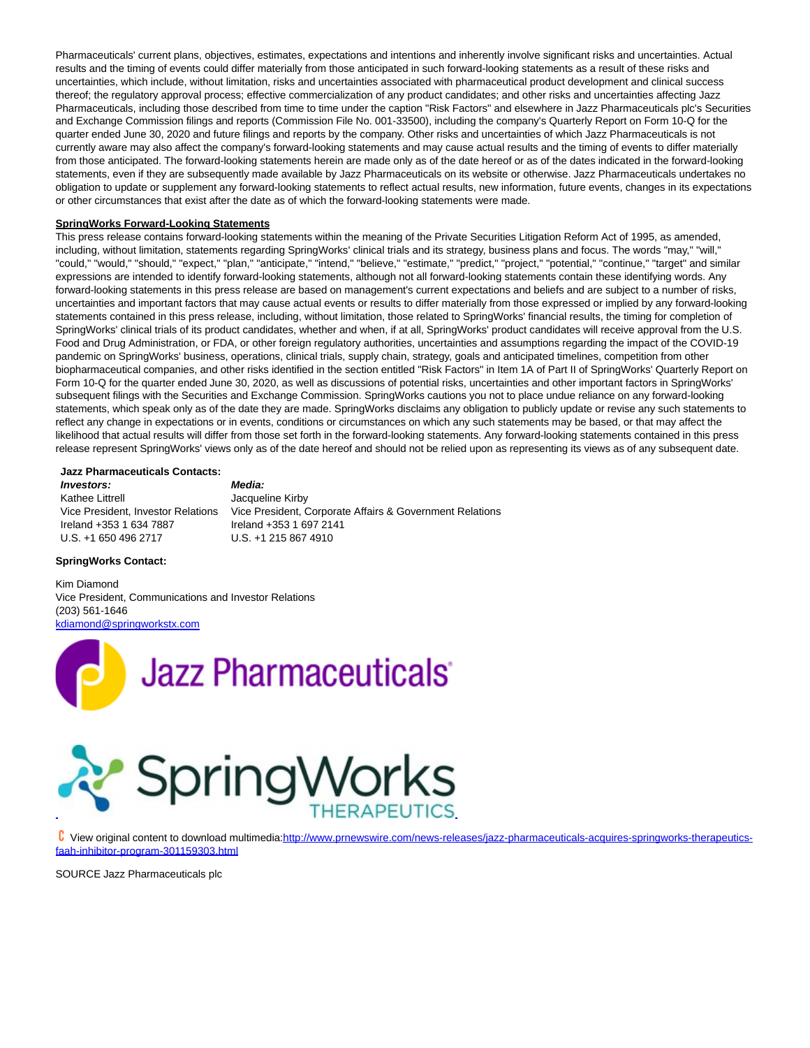Pharmaceuticals' current plans, objectives, estimates, expectations and intentions and inherently involve significant risks and uncertainties. Actual results and the timing of events could differ materially from those anticipated in such forward-looking statements as a result of these risks and uncertainties, which include, without limitation, risks and uncertainties associated with pharmaceutical product development and clinical success thereof; the regulatory approval process; effective commercialization of any product candidates; and other risks and uncertainties affecting Jazz Pharmaceuticals, including those described from time to time under the caption "Risk Factors" and elsewhere in Jazz Pharmaceuticals plc's Securities and Exchange Commission filings and reports (Commission File No. 001-33500), including the company's Quarterly Report on Form 10-Q for the quarter ended June 30, 2020 and future filings and reports by the company. Other risks and uncertainties of which Jazz Pharmaceuticals is not currently aware may also affect the company's forward-looking statements and may cause actual results and the timing of events to differ materially from those anticipated. The forward-looking statements herein are made only as of the date hereof or as of the dates indicated in the forward-looking statements, even if they are subsequently made available by Jazz Pharmaceuticals on its website or otherwise. Jazz Pharmaceuticals undertakes no obligation to update or supplement any forward-looking statements to reflect actual results, new information, future events, changes in its expectations or other circumstances that exist after the date as of which the forward-looking statements were made.

**SpringWorks Forward-Looking Statements**

This press release contains forward-looking statements within the meaning of the Private Securities Litigation Reform Act of 1995, as amended, including, without limitation, statements regarding SpringWorks' clinical trials and its strategy, business plans and focus. The words "may," "will," "could," "would," "should," "expect," "plan," "anticipate," "intend," "believe," "estimate," "predict," "project," "potential," "continue," "target" and similar expressions are intended to identify forward-looking statements, although not all forward-looking statements contain these identifying words. Any forward-looking statements in this press release are based on management's current expectations and beliefs and are subject to a number of risks, uncertainties and important factors that may cause actual events or results to differ materially from those expressed or implied by any forward-looking statements contained in this press release, including, without limitation, those related to SpringWorks' financial results, the timing for completion of SpringWorks' clinical trials of its product candidates, whether and when, if at all, SpringWorks' product candidates will receive approval from the U.S. Food and Drug Administration, or FDA, or other foreign regulatory authorities, uncertainties and assumptions regarding the impact of the COVID-19 pandemic on SpringWorks' business, operations, clinical trials, supply chain, strategy, goals and anticipated timelines, competition from other biopharmaceutical companies, and other risks identified in the section entitled "Risk Factors" in Item 1A of Part II of SpringWorks' Quarterly Report on Form 10-Q for the quarter ended June 30, 2020, as well as discussions of potential risks, uncertainties and other important factors in SpringWorks' subsequent filings with the Securities and Exchange Commission. SpringWorks cautions you not to place undue reliance on any forward-looking statements, which speak only as of the date they are made. SpringWorks disclaims any obligation to publicly update or revise any such statements to reflect any change in expectations or in events, conditions or circumstances on which any such statements may be based, or that may affect the likelihood that actual results will differ from those set forth in the forward-looking statements. Any forward-looking statements contained in this press release represent SpringWorks' views only as of the date hereof and should not be relied upon as representing its views as of any subsequent date.

**Jazz Pharmaceuticals Contacts:**

| ***Investors:*** | ***Media:*** |
| --- | --- |
| Kathee Littrell | Jacqueline Kirby |
| Vice President, Investor Relations | Vice President, Corporate Affairs & Government Relations |
| Ireland +353 1 634 7887 | Ireland +353 1 697 2141 |
| U.S. +1 650 496 2717 | U.S. +1 215 867 4910 |

**SpringWorks Contact:**

Kim Diamond
Vice President, Communications and Investor Relations
(203) 561-1646
kdiamond@springworkstx.com

Jazz Pharmaceuticals

SpringWorks THERAPEUTICS

View original content to download multimedia:http://www.prnewswire.com/news-releases/jazz-pharmaceuticals-acquires-springworks-therapeutics-faah-inhibitor-program-301159303.html

SOURCE Jazz Pharmaceuticals plc